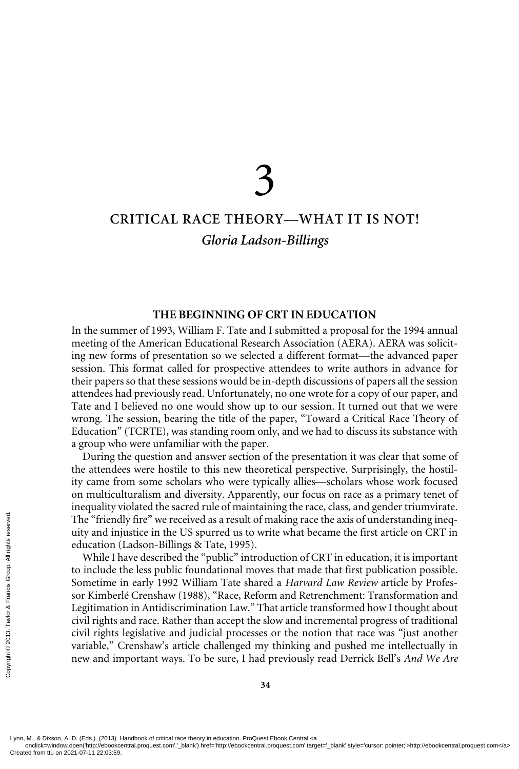# 3

# CRITICAL RACE THEORY—WHAT IT IS NOT!

*Gloria Ladson-Billings*

## THE BEGINNING OF CRT IN EDUCATION

In the summer of 1993, William F. Tate and I submitted a proposal for the 1994 annual meeting of the American Educational Research Association (AERA). AERA was soliciting new forms of presentation so we selected a different format—the advanced paper session. This format called for prospective attendees to write authors in advance for their papers so that these sessions would be in-depth discussions of papers all the session attendees had previously read. Unfortunately, no one wrote for a copy of our paper, and Tate and I believed no one would show up to our session. It turned out that we were wrong. The session, bearing the title of the paper, "Toward a Critical Race Theory of Education" (TCRTE), was standing room only, and we had to discuss its substance with a group who were unfamiliar with the paper.

During the question and answer section of the presentation it was clear that some of the attendees were hostile to this new theoretical perspective. Surprisingly, the hostility came from some scholars who were typically allies—scholars whose work focused on multiculturalism and diversity. Apparently, our focus on race as a primary tenet of inequality violated the sacred rule of maintaining the race, class, and gender triumvirate. The "friendly fire" we received as a result of making race the axis of understanding inequity and injustice in the US spurred us to write what became the first article on CRT in education (Ladson-Billings & Tate, 1995).

While I have described the "public" introduction of CRT in education, it is important to include the less public foundational moves that made that first publication possible. Sometime in early 1992 William Tate shared a *Harvard Law Review* article by Professor Kimberlé Crenshaw (1988), "Race, Reform and Retrenchment: Transformation and Legitimation in Antidiscrimination Law." That article transformed how I thought about civil rights and race. Rather than accept the slow and incremental progress of traditional civil rights legislative and judicial processes or the notion that race was "just another variable," Crenshaw's article challenged my thinking and pushed me intellectually in new and important ways. To be sure, I had previously read Derrick Bell's *And We Are*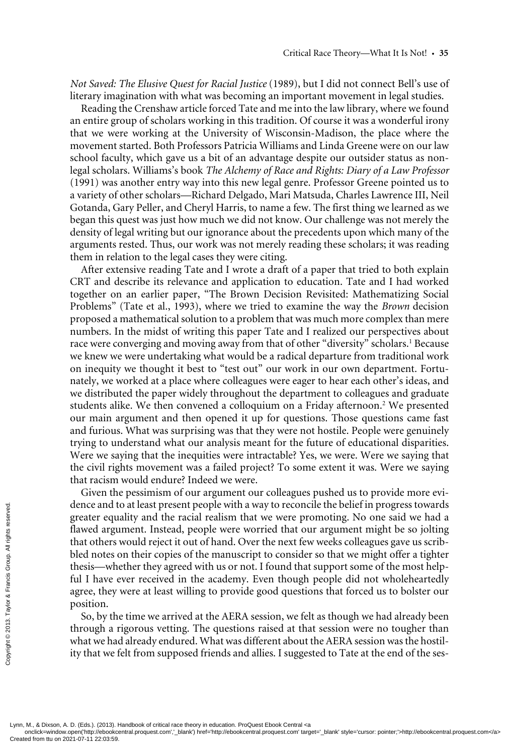*Not Saved: The Elusive Quest for Racial Justice* (1989), but I did not connect Bell's use of literary imagination with what was becoming an important movement in legal studies.

Reading the Crenshaw article forced Tate and me into the law library, where we found an entire group of scholars working in this tradition. Of course it was a wonderful irony that we were working at the University of Wisconsin-Madison, the place where the movement started. Both Professors Patricia Williams and Linda Greene were on our law school faculty, which gave us a bit of an advantage despite our outsider status as non-legal scholars. Williams's book *The Alchemy of Race and Rights: Diary of a Law Professor* (1991) was another entry way into this new legal genre. Professor Greene pointed us to a variety of other scholars—Richard Delgado, Mari Matsuda, Charles Lawrence III, Neil Gotanda, Gary Peller, and Cheryl Harris, to name a few. The first thing we learned as we began this quest was just how much we did not know. Our challenge was not merely the density of legal writing but our ignorance about the precedents upon which many of the arguments rested. Thus, our work was not merely reading these scholars; it was reading them in relation to the legal cases they were citing.

After extensive reading Tate and I wrote a draft of a paper that tried to both explain CRT and describe its relevance and application to education. Tate and I had worked together on an earlier paper, "The Brown Decision Revisited: Mathematizing Social Problems" (Tate et al., 1993), where we tried to examine the way the *Brown* decision proposed a mathematical solution to a problem that was much more complex than mere numbers. In the midst of writing this paper Tate and I realized our perspectives about race were converging and moving away from that of other "diversity" scholars.[1] Because we knew we were undertaking what would be a radical departure from traditional work on inequity we thought it best to "test out" our work in our own department. Fortunately, we worked at a place where colleagues were eager to hear each other's ideas, and we distributed the paper widely throughout the department to colleagues and graduate students alike. We then convened a colloquium on a Friday afternoon.[2] We presented our main argument and then opened it up for questions. Those questions came fast and furious. What was surprising was that they were not hostile. People were genuinely trying to understand what our analysis meant for the future of educational disparities. Were we saying that the inequities were intractable? Yes, we were. Were we saying that the civil rights movement was a failed project? To some extent it was. Were we saying that racism would endure? Indeed we were.

Given the pessimism of our argument our colleagues pushed us to provide more evidence and to at least present people with a way to reconcile the belief in progress towards greater equality and the racial realism that we were promoting. No one said we had a flawed argument. Instead, people were worried that our argument might be so jolting that others would reject it out of hand. Over the next few weeks colleagues gave us scribbled notes on their copies of the manuscript to consider so that we might offer a tighter thesis—whether they agreed with us or not. I found that support some of the most helpful I have ever received in the academy. Even though people did not wholeheartedly agree, they were at least willing to provide good questions that forced us to bolster our position.

So, by the time we arrived at the AERA session, we felt as though we had already been through a rigorous vetting. The questions raised at that session were no tougher than what we had already endured. What was different about the AERA session was the hostility that we felt from supposed friends and allies. I suggested to Tate at the end of the ses-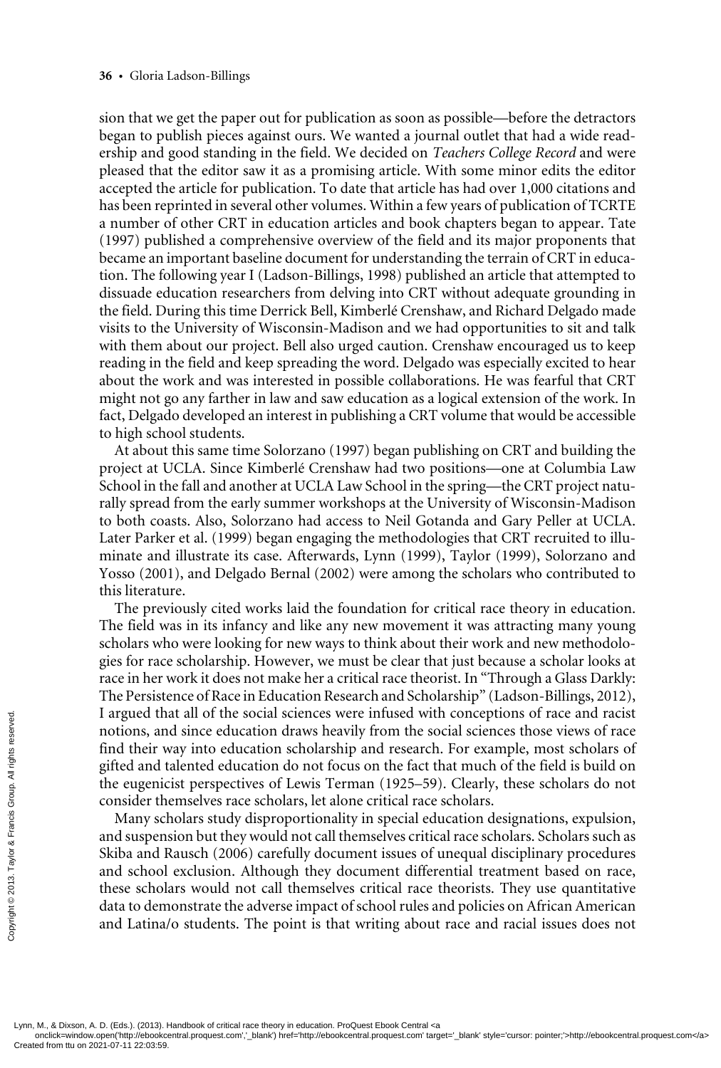sion that we get the paper out for publication as soon as possible—before the detractors began to publish pieces against ours. We wanted a journal outlet that had a wide readership and good standing in the field. We decided on *Teachers College Record* and were pleased that the editor saw it as a promising article. With some minor edits the editor accepted the article for publication. To date that article has had over 1,000 citations and has been reprinted in several other volumes. Within a few years of publication of TCRTE a number of other CRT in education articles and book chapters began to appear. Tate (1997) published a comprehensive overview of the field and its major proponents that became an important baseline document for understanding the terrain of CRT in education. The following year I (Ladson-Billings, 1998) published an article that attempted to dissuade education researchers from delving into CRT without adequate grounding in the field. During this time Derrick Bell, Kimberlé Crenshaw, and Richard Delgado made visits to the University of Wisconsin-Madison and we had opportunities to sit and talk with them about our project. Bell also urged caution. Crenshaw encouraged us to keep reading in the field and keep spreading the word. Delgado was especially excited to hear about the work and was interested in possible collaborations. He was fearful that CRT might not go any farther in law and saw education as a logical extension of the work. In fact, Delgado developed an interest in publishing a CRT volume that would be accessible to high school students.

At about this same time Solorzano (1997) began publishing on CRT and building the project at UCLA. Since Kimberlé Crenshaw had two positions—one at Columbia Law School in the fall and another at UCLA Law School in the spring—the CRT project naturally spread from the early summer workshops at the University of Wisconsin-Madison to both coasts. Also, Solorzano had access to Neil Gotanda and Gary Peller at UCLA. Later Parker et al. (1999) began engaging the methodologies that CRT recruited to illuminate and illustrate its case. Afterwards, Lynn (1999), Taylor (1999), Solorzano and Yosso (2001), and Delgado Bernal (2002) were among the scholars who contributed to this literature.

The previously cited works laid the foundation for critical race theory in education. The field was in its infancy and like any new movement it was attracting many young scholars who were looking for new ways to think about their work and new methodologies for race scholarship. However, we must be clear that just because a scholar looks at race in her work it does not make her a critical race theorist. In "Through a Glass Darkly: The Persistence of Race in Education Research and Scholarship" (Ladson-Billings, 2012), I argued that all of the social sciences were infused with conceptions of race and racist notions, and since education draws heavily from the social sciences those views of race find their way into education scholarship and research. For example, most scholars of gifted and talented education do not focus on the fact that much of the field is build on the eugenicist perspectives of Lewis Terman (1925–59). Clearly, these scholars do not consider themselves race scholars, let alone critical race scholars.

Many scholars study disproportionality in special education designations, expulsion, and suspension but they would not call themselves critical race scholars. Scholars such as Skiba and Rausch (2006) carefully document issues of unequal disciplinary procedures and school exclusion. Although they document differential treatment based on race, these scholars would not call themselves critical race theorists. They use quantitative data to demonstrate the adverse impact of school rules and policies on African American and Latina/o students. The point is that writing about race and racial issues does not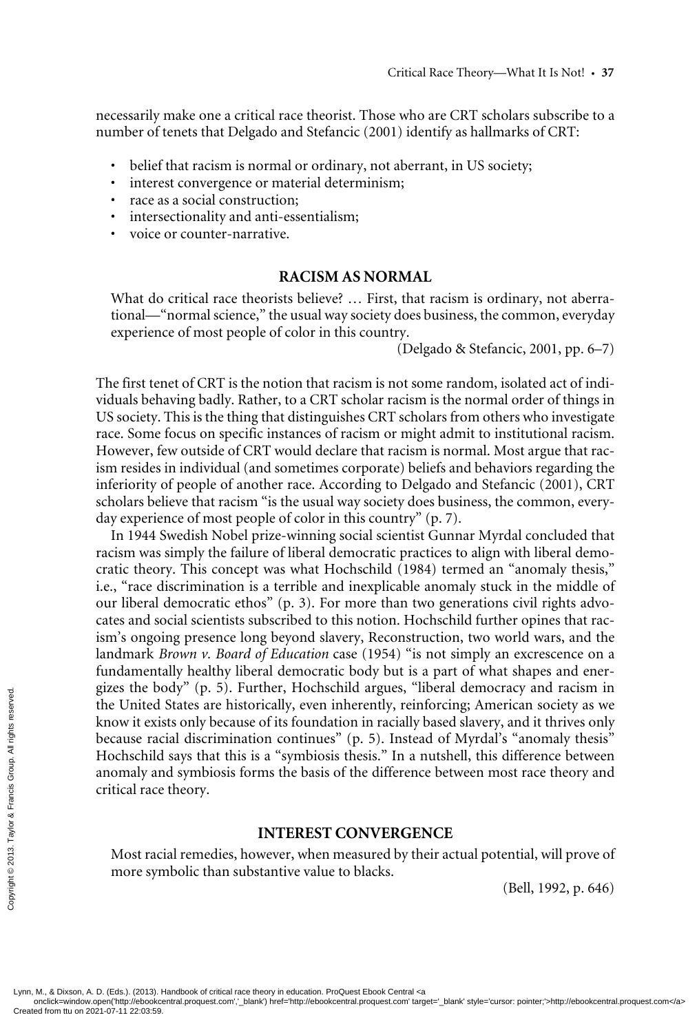necessarily make one a critical race theorist. Those who are CRT scholars subscribe to a number of tenets that Delgado and Stefancic (2001) identify as hallmarks of CRT:

- belief that racism is normal or ordinary, not aberrant, in US society;
- interest convergence or material determinism;
- race as a social construction;
- intersectionality and anti-essentialism;
- voice or counter-narrative.

## RACISM AS NORMAL

> What do critical race theorists believe? … First, that racism is ordinary, not aberrational—"normal science," the usual way society does business, the common, everyday experience of most people of color in this country.
>
> (Delgado & Stefancic, 2001, pp. 6–7)

The first tenet of CRT is the notion that racism is not some random, isolated act of individuals behaving badly. Rather, to a CRT scholar racism is the normal order of things in US society. This is the thing that distinguishes CRT scholars from others who investigate race. Some focus on specific instances of racism or might admit to institutional racism. However, few outside of CRT would declare that racism is normal. Most argue that racism resides in individual (and sometimes corporate) beliefs and behaviors regarding the inferiority of people of another race. According to Delgado and Stefancic (2001), CRT scholars believe that racism "is the usual way society does business, the common, everyday experience of most people of color in this country" (p. 7).

In 1944 Swedish Nobel prize-winning social scientist Gunnar Myrdal concluded that racism was simply the failure of liberal democratic practices to align with liberal democratic theory. This concept was what Hochschild (1984) termed an "anomaly thesis," i.e., "race discrimination is a terrible and inexplicable anomaly stuck in the middle of our liberal democratic ethos" (p. 3). For more than two generations civil rights advocates and social scientists subscribed to this notion. Hochschild further opines that racism's ongoing presence long beyond slavery, Reconstruction, two world wars, and the landmark *Brown v. Board of Education* case (1954) "is not simply an excrescence on a fundamentally healthy liberal democratic body but is a part of what shapes and energizes the body" (p. 5). Further, Hochschild argues, "liberal democracy and racism in the United States are historically, even inherently, reinforcing; American society as we know it exists only because of its foundation in racially based slavery, and it thrives only because racial discrimination continues" (p. 5). Instead of Myrdal's "anomaly thesis" Hochschild says that this is a "symbiosis thesis." In a nutshell, this difference between anomaly and symbiosis forms the basis of the difference between most race theory and critical race theory.

## INTEREST CONVERGENCE

> Most racial remedies, however, when measured by their actual potential, will prove of more symbolic than substantive value to blacks.
>
> (Bell, 1992, p. 646)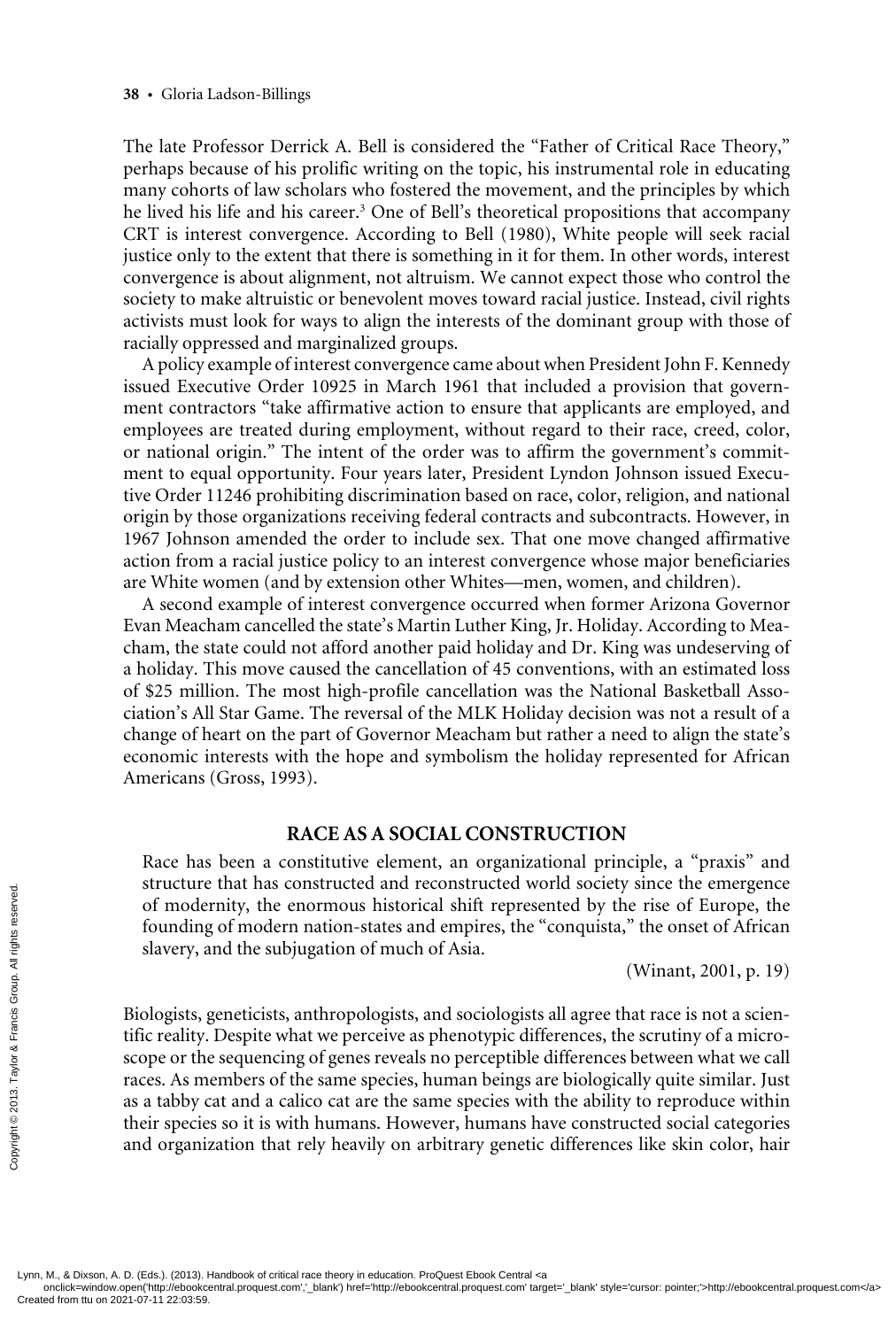The late Professor Derrick A. Bell is considered the "Father of Critical Race Theory," perhaps because of his prolific writing on the topic, his instrumental role in educating many cohorts of law scholars who fostered the movement, and the principles by which he lived his life and his career.[3] One of Bell's theoretical propositions that accompany CRT is interest convergence. According to Bell (1980), White people will seek racial justice only to the extent that there is something in it for them. In other words, interest convergence is about alignment, not altruism. We cannot expect those who control the society to make altruistic or benevolent moves toward racial justice. Instead, civil rights activists must look for ways to align the interests of the dominant group with those of racially oppressed and marginalized groups.

A policy example of interest convergence came about when President John F. Kennedy issued Executive Order 10925 in March 1961 that included a provision that government contractors "take affirmative action to ensure that applicants are employed, and employees are treated during employment, without regard to their race, creed, color, or national origin." The intent of the order was to affirm the government's commitment to equal opportunity. Four years later, President Lyndon Johnson issued Executive Order 11246 prohibiting discrimination based on race, color, religion, and national origin by those organizations receiving federal contracts and subcontracts. However, in 1967 Johnson amended the order to include sex. That one move changed affirmative action from a racial justice policy to an interest convergence whose major beneficiaries are White women (and by extension other Whites—men, women, and children).

A second example of interest convergence occurred when former Arizona Governor Evan Meacham cancelled the state's Martin Luther King, Jr. Holiday. According to Meacham, the state could not afford another paid holiday and Dr. King was undeserving of a holiday. This move caused the cancellation of 45 conventions, with an estimated loss of $25 million. The most high-profile cancellation was the National Basketball Association's All Star Game. The reversal of the MLK Holiday decision was not a result of a change of heart on the part of Governor Meacham but rather a need to align the state's economic interests with the hope and symbolism the holiday represented for African Americans (Gross, 1993).

## RACE AS A SOCIAL CONSTRUCTION

> Race has been a constitutive element, an organizational principle, a "praxis" and structure that has constructed and reconstructed world society since the emergence of modernity, the enormous historical shift represented by the rise of Europe, the founding of modern nation-states and empires, the "conquista," the onset of African slavery, and the subjugation of much of Asia.
>
> (Winant, 2001, p. 19)

Biologists, geneticists, anthropologists, and sociologists all agree that race is not a scientific reality. Despite what we perceive as phenotypic differences, the scrutiny of a microscope or the sequencing of genes reveals no perceptible differences between what we call races. As members of the same species, human beings are biologically quite similar. Just as a tabby cat and a calico cat are the same species with the ability to reproduce within their species so it is with humans. However, humans have constructed social categories and organization that rely heavily on arbitrary genetic differences like skin color, hair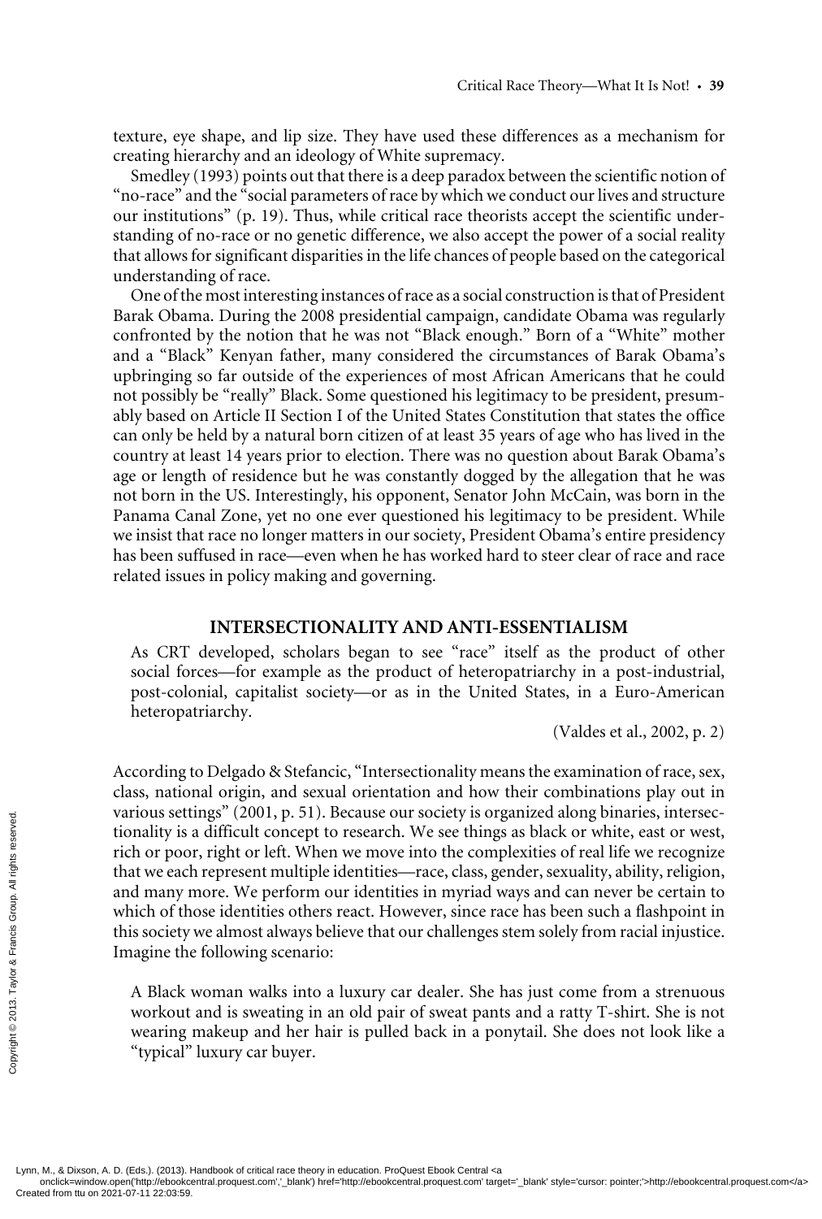texture, eye shape, and lip size. They have used these differences as a mechanism for creating hierarchy and an ideology of White supremacy.

Smedley (1993) points out that there is a deep paradox between the scientific notion of "no-race" and the "social parameters of race by which we conduct our lives and structure our institutions" (p. 19). Thus, while critical race theorists accept the scientific understanding of no-race or no genetic difference, we also accept the power of a social reality that allows for significant disparities in the life chances of people based on the categorical understanding of race.

One of the most interesting instances of race as a social construction is that of President Barak Obama. During the 2008 presidential campaign, candidate Obama was regularly confronted by the notion that he was not "Black enough." Born of a "White" mother and a "Black" Kenyan father, many considered the circumstances of Barak Obama's upbringing so far outside of the experiences of most African Americans that he could not possibly be "really" Black. Some questioned his legitimacy to be president, presumably based on Article II Section I of the United States Constitution that states the office can only be held by a natural born citizen of at least 35 years of age who has lived in the country at least 14 years prior to election. There was no question about Barak Obama's age or length of residence but he was constantly dogged by the allegation that he was not born in the US. Interestingly, his opponent, Senator John McCain, was born in the Panama Canal Zone, yet no one ever questioned his legitimacy to be president. While we insist that race no longer matters in our society, President Obama's entire presidency has been suffused in race—even when he has worked hard to steer clear of race and race related issues in policy making and governing.

## INTERSECTIONALITY AND ANTI-ESSENTIALISM

> As CRT developed, scholars began to see "race" itself as the product of other social forces—for example as the product of heteropatriarchy in a post-industrial, post-colonial, capitalist society—or as in the United States, in a Euro-American heteropatriarchy.
>
> (Valdes et al., 2002, p. 2)

According to Delgado & Stefancic, "Intersectionality means the examination of race, sex, class, national origin, and sexual orientation and how their combinations play out in various settings" (2001, p. 51). Because our society is organized along binaries, intersectionality is a difficult concept to research. We see things as black or white, east or west, rich or poor, right or left. When we move into the complexities of real life we recognize that we each represent multiple identities—race, class, gender, sexuality, ability, religion, and many more. We perform our identities in myriad ways and can never be certain to which of those identities others react. However, since race has been such a flashpoint in this society we almost always believe that our challenges stem solely from racial injustice. Imagine the following scenario:

> A Black woman walks into a luxury car dealer. She has just come from a strenuous workout and is sweating in an old pair of sweat pants and a ratty T-shirt. She is not wearing makeup and her hair is pulled back in a ponytail. She does not look like a "typical" luxury car buyer.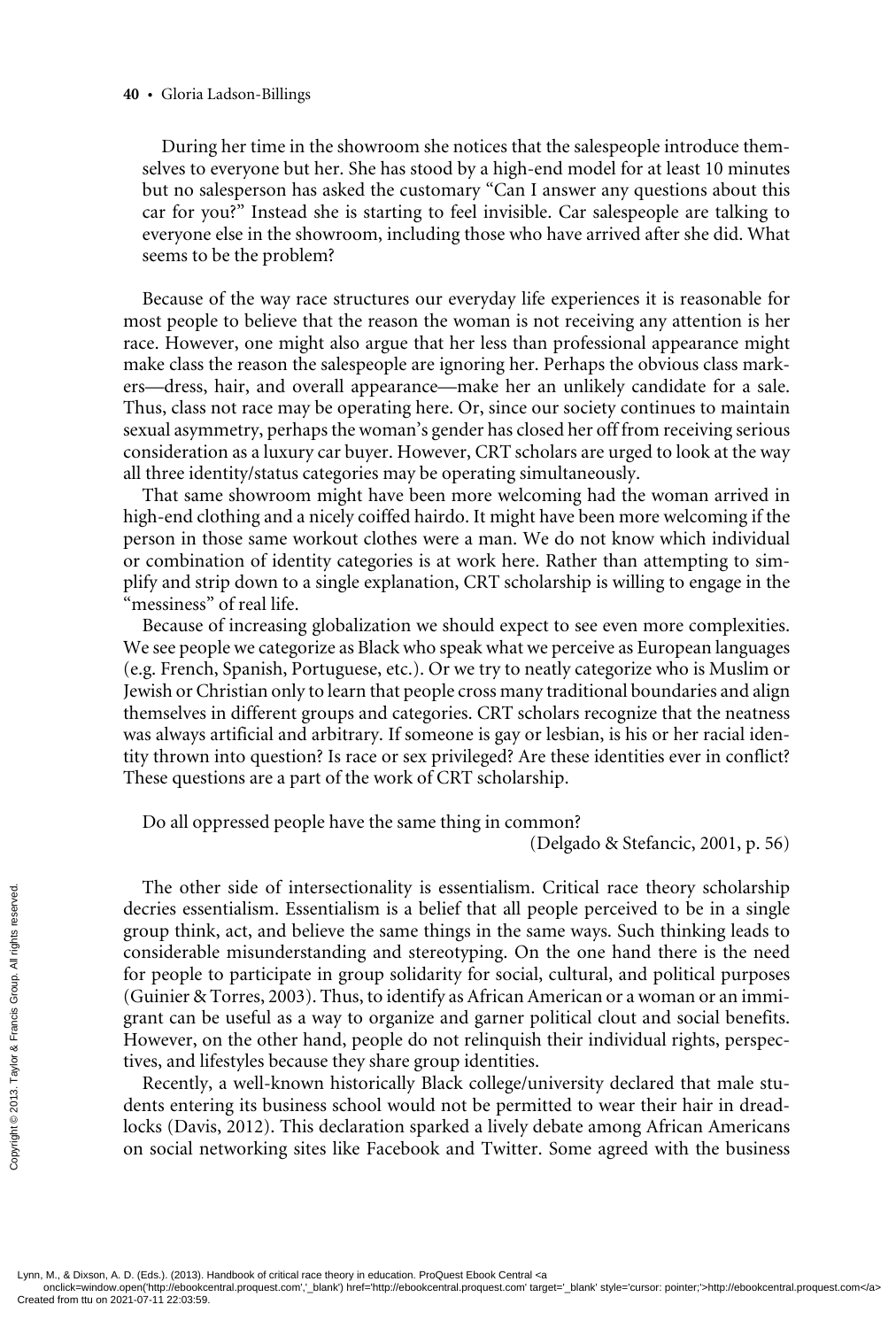During her time in the showroom she notices that the salespeople introduce themselves to everyone but her. She has stood by a high-end model for at least 10 minutes but no salesperson has asked the customary "Can I answer any questions about this car for you?" Instead she is starting to feel invisible. Car salespeople are talking to everyone else in the showroom, including those who have arrived after she did. What seems to be the problem?

Because of the way race structures our everyday life experiences it is reasonable for most people to believe that the reason the woman is not receiving any attention is her race. However, one might also argue that her less than professional appearance might make class the reason the salespeople are ignoring her. Perhaps the obvious class markers—dress, hair, and overall appearance—make her an unlikely candidate for a sale. Thus, class not race may be operating here. Or, since our society continues to maintain sexual asymmetry, perhaps the woman's gender has closed her off from receiving serious consideration as a luxury car buyer. However, CRT scholars are urged to look at the way all three identity/status categories may be operating simultaneously.

That same showroom might have been more welcoming had the woman arrived in high-end clothing and a nicely coiffed hairdo. It might have been more welcoming if the person in those same workout clothes were a man. We do not know which individual or combination of identity categories is at work here. Rather than attempting to simplify and strip down to a single explanation, CRT scholarship is willing to engage in the "messiness" of real life.

Because of increasing globalization we should expect to see even more complexities. We see people we categorize as Black who speak what we perceive as European languages (e.g. French, Spanish, Portuguese, etc.). Or we try to neatly categorize who is Muslim or Jewish or Christian only to learn that people cross many traditional boundaries and align themselves in different groups and categories. CRT scholars recognize that the neatness was always artificial and arbitrary. If someone is gay or lesbian, is his or her racial identity thrown into question? Is race or sex privileged? Are these identities ever in conflict? These questions are a part of the work of CRT scholarship.

> Do all oppressed people have the same thing in common?
>
> (Delgado & Stefancic, 2001, p. 56)

The other side of intersectionality is essentialism. Critical race theory scholarship decries essentialism. Essentialism is a belief that all people perceived to be in a single group think, act, and believe the same things in the same ways. Such thinking leads to considerable misunderstanding and stereotyping. On the one hand there is the need for people to participate in group solidarity for social, cultural, and political purposes (Guinier & Torres, 2003). Thus, to identify as African American or a woman or an immigrant can be useful as a way to organize and garner political clout and social benefits. However, on the other hand, people do not relinquish their individual rights, perspectives, and lifestyles because they share group identities.

Recently, a well-known historically Black college/university declared that male students entering its business school would not be permitted to wear their hair in dreadlocks (Davis, 2012). This declaration sparked a lively debate among African Americans on social networking sites like Facebook and Twitter. Some agreed with the business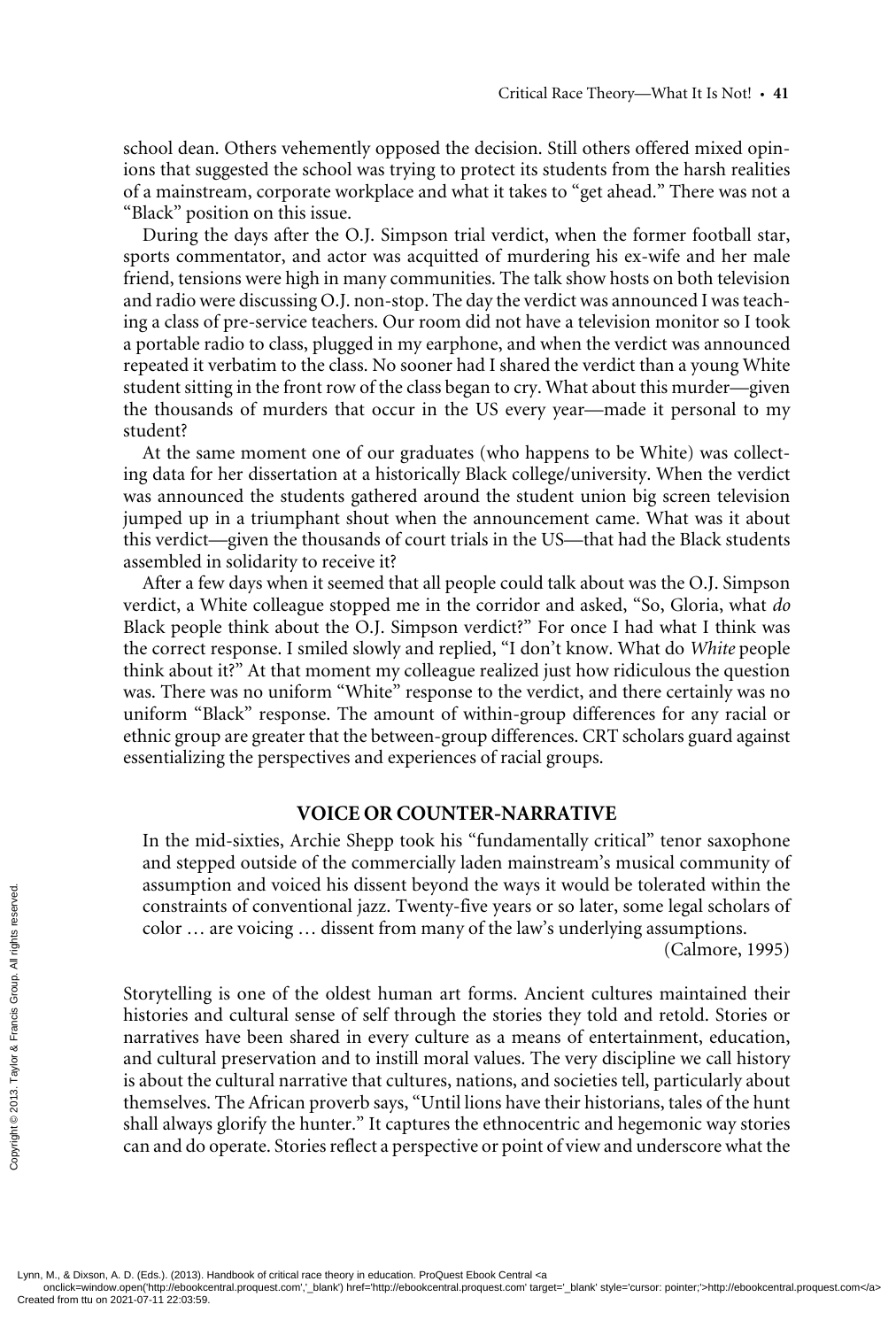school dean. Others vehemently opposed the decision. Still others offered mixed opinions that suggested the school was trying to protect its students from the harsh realities of a mainstream, corporate workplace and what it takes to "get ahead." There was not a "Black" position on this issue.

During the days after the O.J. Simpson trial verdict, when the former football star, sports commentator, and actor was acquitted of murdering his ex-wife and her male friend, tensions were high in many communities. The talk show hosts on both television and radio were discussing O.J. non-stop. The day the verdict was announced I was teaching a class of pre-service teachers. Our room did not have a television monitor so I took a portable radio to class, plugged in my earphone, and when the verdict was announced repeated it verbatim to the class. No sooner had I shared the verdict than a young White student sitting in the front row of the class began to cry. What about this murder—given the thousands of murders that occur in the US every year—made it personal to my student?

At the same moment one of our graduates (who happens to be White) was collecting data for her dissertation at a historically Black college/university. When the verdict was announced the students gathered around the student union big screen television jumped up in a triumphant shout when the announcement came. What was it about this verdict—given the thousands of court trials in the US—that had the Black students assembled in solidarity to receive it?

After a few days when it seemed that all people could talk about was the O.J. Simpson verdict, a White colleague stopped me in the corridor and asked, "So, Gloria, what *do* Black people think about the O.J. Simpson verdict?" For once I had what I think was the correct response. I smiled slowly and replied, "I don't know. What do *White* people think about it?" At that moment my colleague realized just how ridiculous the question was. There was no uniform "White" response to the verdict, and there certainly was no uniform "Black" response. The amount of within-group differences for any racial or ethnic group are greater that the between-group differences. CRT scholars guard against essentializing the perspectives and experiences of racial groups.

## VOICE OR COUNTER-NARRATIVE

> In the mid-sixties, Archie Shepp took his "fundamentally critical" tenor saxophone and stepped outside of the commercially laden mainstream's musical community of assumption and voiced his dissent beyond the ways it would be tolerated within the constraints of conventional jazz. Twenty-five years or so later, some legal scholars of color … are voicing … dissent from many of the law's underlying assumptions.
>
> (Calmore, 1995)

Storytelling is one of the oldest human art forms. Ancient cultures maintained their histories and cultural sense of self through the stories they told and retold. Stories or narratives have been shared in every culture as a means of entertainment, education, and cultural preservation and to instill moral values. The very discipline we call history is about the cultural narrative that cultures, nations, and societies tell, particularly about themselves. The African proverb says, "Until lions have their historians, tales of the hunt shall always glorify the hunter." It captures the ethnocentric and hegemonic way stories can and do operate. Stories reflect a perspective or point of view and underscore what the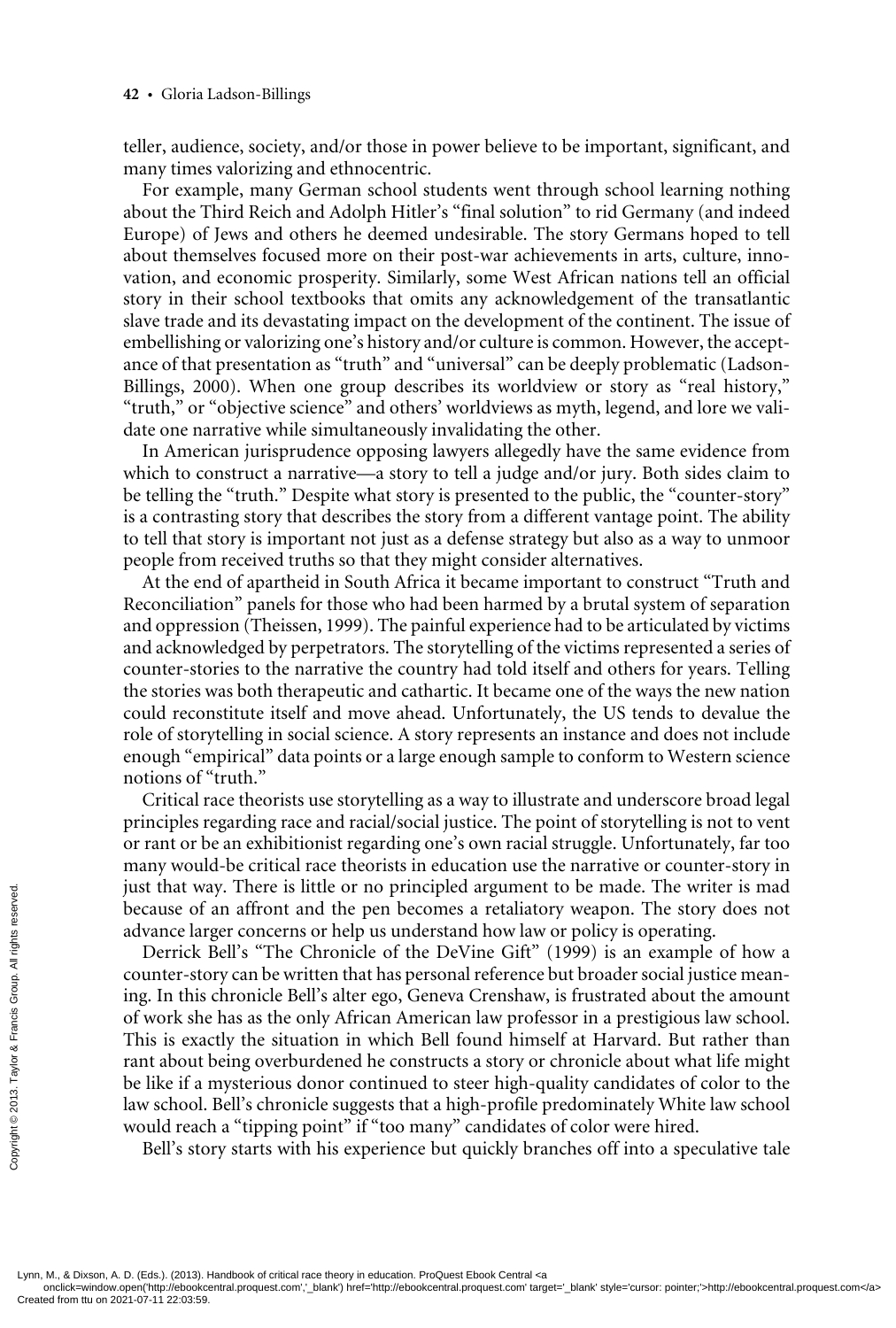teller, audience, society, and/or those in power believe to be important, significant, and many times valorizing and ethnocentric.

For example, many German school students went through school learning nothing about the Third Reich and Adolph Hitler's "final solution" to rid Germany (and indeed Europe) of Jews and others he deemed undesirable. The story Germans hoped to tell about themselves focused more on their post-war achievements in arts, culture, innovation, and economic prosperity. Similarly, some West African nations tell an official story in their school textbooks that omits any acknowledgement of the transatlantic slave trade and its devastating impact on the development of the continent. The issue of embellishing or valorizing one's history and/or culture is common. However, the acceptance of that presentation as "truth" and "universal" can be deeply problematic (Ladson-Billings, 2000). When one group describes its worldview or story as "real history," "truth," or "objective science" and others' worldviews as myth, legend, and lore we validate one narrative while simultaneously invalidating the other.

In American jurisprudence opposing lawyers allegedly have the same evidence from which to construct a narrative—a story to tell a judge and/or jury. Both sides claim to be telling the "truth." Despite what story is presented to the public, the "counter-story" is a contrasting story that describes the story from a different vantage point. The ability to tell that story is important not just as a defense strategy but also as a way to unmoor people from received truths so that they might consider alternatives.

At the end of apartheid in South Africa it became important to construct "Truth and Reconciliation" panels for those who had been harmed by a brutal system of separation and oppression (Theissen, 1999). The painful experience had to be articulated by victims and acknowledged by perpetrators. The storytelling of the victims represented a series of counter-stories to the narrative the country had told itself and others for years. Telling the stories was both therapeutic and cathartic. It became one of the ways the new nation could reconstitute itself and move ahead. Unfortunately, the US tends to devalue the role of storytelling in social science. A story represents an instance and does not include enough "empirical" data points or a large enough sample to conform to Western science notions of "truth."

Critical race theorists use storytelling as a way to illustrate and underscore broad legal principles regarding race and racial/social justice. The point of storytelling is not to vent or rant or be an exhibitionist regarding one's own racial struggle. Unfortunately, far too many would-be critical race theorists in education use the narrative or counter-story in just that way. There is little or no principled argument to be made. The writer is mad because of an affront and the pen becomes a retaliatory weapon. The story does not advance larger concerns or help us understand how law or policy is operating.

Derrick Bell's "The Chronicle of the DeVine Gift" (1999) is an example of how a counter-story can be written that has personal reference but broader social justice meaning. In this chronicle Bell's alter ego, Geneva Crenshaw, is frustrated about the amount of work she has as the only African American law professor in a prestigious law school. This is exactly the situation in which Bell found himself at Harvard. But rather than rant about being overburdened he constructs a story or chronicle about what life might be like if a mysterious donor continued to steer high-quality candidates of color to the law school. Bell's chronicle suggests that a high-profile predominately White law school would reach a "tipping point" if "too many" candidates of color were hired.

Bell's story starts with his experience but quickly branches off into a speculative tale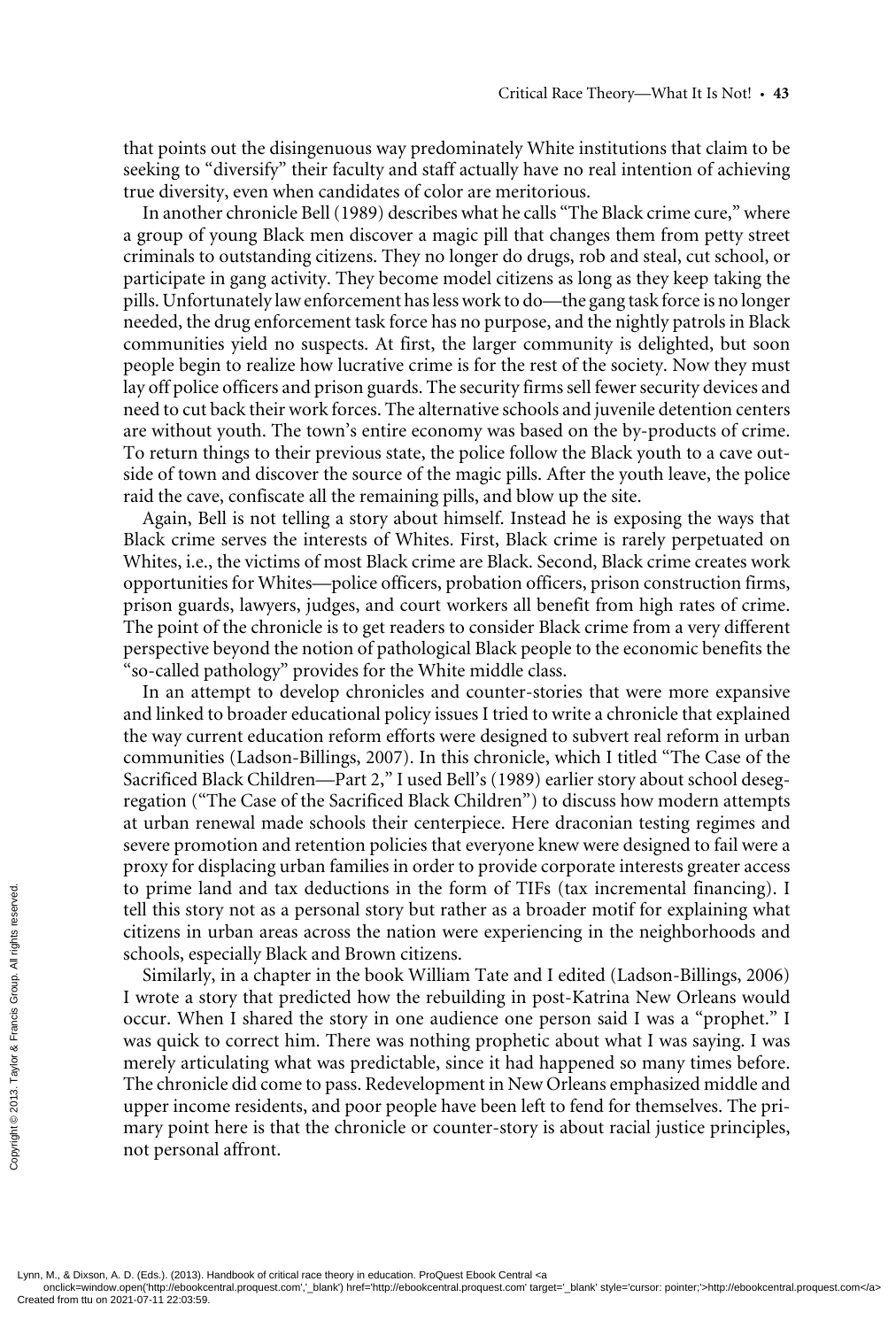that points out the disingenuous way predominately White institutions that claim to be seeking to "diversify" their faculty and staff actually have no real intention of achieving true diversity, even when candidates of color are meritorious.

In another chronicle Bell (1989) describes what he calls "The Black crime cure," where a group of young Black men discover a magic pill that changes them from petty street criminals to outstanding citizens. They no longer do drugs, rob and steal, cut school, or participate in gang activity. They become model citizens as long as they keep taking the pills. Unfortunately law enforcement has less work to do—the gang task force is no longer needed, the drug enforcement task force has no purpose, and the nightly patrols in Black communities yield no suspects. At first, the larger community is delighted, but soon people begin to realize how lucrative crime is for the rest of the society. Now they must lay off police officers and prison guards. The security firms sell fewer security devices and need to cut back their work forces. The alternative schools and juvenile detention centers are without youth. The town's entire economy was based on the by-products of crime. To return things to their previous state, the police follow the Black youth to a cave outside of town and discover the source of the magic pills. After the youth leave, the police raid the cave, confiscate all the remaining pills, and blow up the site.

Again, Bell is not telling a story about himself. Instead he is exposing the ways that Black crime serves the interests of Whites. First, Black crime is rarely perpetuated on Whites, i.e., the victims of most Black crime are Black. Second, Black crime creates work opportunities for Whites—police officers, probation officers, prison construction firms, prison guards, lawyers, judges, and court workers all benefit from high rates of crime. The point of the chronicle is to get readers to consider Black crime from a very different perspective beyond the notion of pathological Black people to the economic benefits the "so-called pathology" provides for the White middle class.

In an attempt to develop chronicles and counter-stories that were more expansive and linked to broader educational policy issues I tried to write a chronicle that explained the way current education reform efforts were designed to subvert real reform in urban communities (Ladson-Billings, 2007). In this chronicle, which I titled "The Case of the Sacrificed Black Children—Part 2," I used Bell's (1989) earlier story about school desegregation ("The Case of the Sacrificed Black Children") to discuss how modern attempts at urban renewal made schools their centerpiece. Here draconian testing regimes and severe promotion and retention policies that everyone knew were designed to fail were a proxy for displacing urban families in order to provide corporate interests greater access to prime land and tax deductions in the form of TIFs (tax incremental financing). I tell this story not as a personal story but rather as a broader motif for explaining what citizens in urban areas across the nation were experiencing in the neighborhoods and schools, especially Black and Brown citizens.

Similarly, in a chapter in the book William Tate and I edited (Ladson-Billings, 2006) I wrote a story that predicted how the rebuilding in post-Katrina New Orleans would occur. When I shared the story in one audience one person said I was a "prophet." I was quick to correct him. There was nothing prophetic about what I was saying. I was merely articulating what was predictable, since it had happened so many times before. The chronicle did come to pass. Redevelopment in New Orleans emphasized middle and upper income residents, and poor people have been left to fend for themselves. The primary point here is that the chronicle or counter-story is about racial justice principles, not personal affront.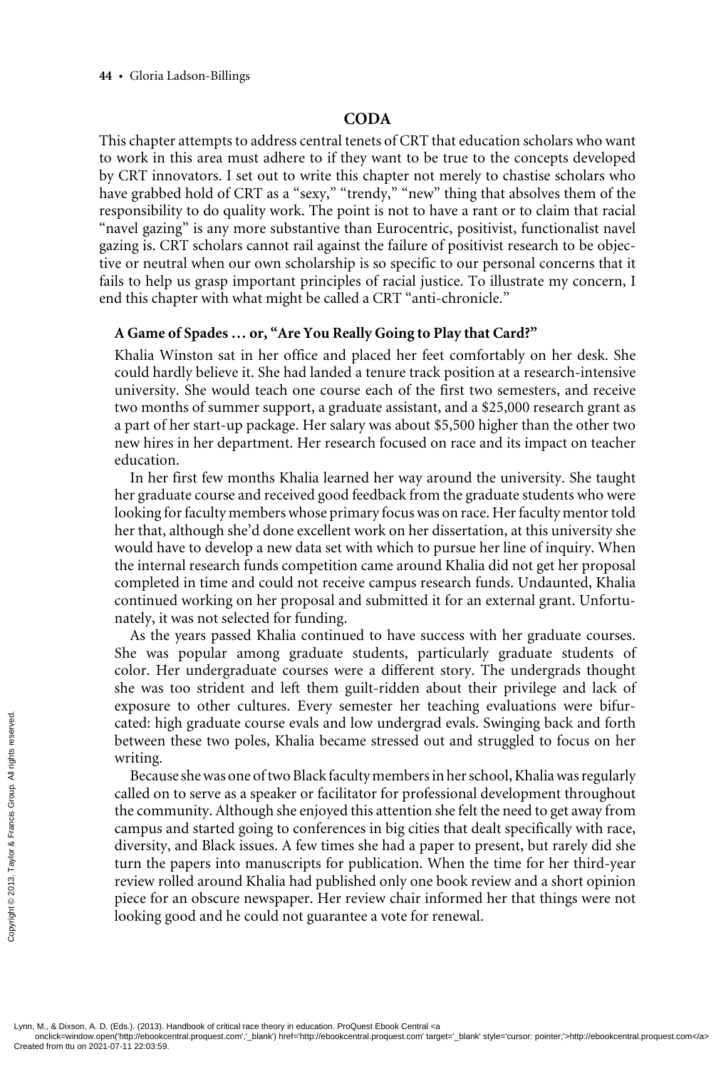## CODA

This chapter attempts to address central tenets of CRT that education scholars who want to work in this area must adhere to if they want to be true to the concepts developed by CRT innovators. I set out to write this chapter not merely to chastise scholars who have grabbed hold of CRT as a "sexy," "trendy," "new" thing that absolves them of the responsibility to do quality work. The point is not to have a rant or to claim that racial "navel gazing" is any more substantive than Eurocentric, positivist, functionalist navel gazing is. CRT scholars cannot rail against the failure of positivist research to be objective or neutral when our own scholarship is so specific to our personal concerns that it fails to help us grasp important principles of racial justice. To illustrate my concern, I end this chapter with what might be called a CRT "anti-chronicle."

### A Game of Spades … or, "Are You Really Going to Play that Card?"

Khalia Winston sat in her office and placed her feet comfortably on her desk. She could hardly believe it. She had landed a tenure track position at a research-intensive university. She would teach one course each of the first two semesters, and receive two months of summer support, a graduate assistant, and a $25,000 research grant as a part of her start-up package. Her salary was about $5,500 higher than the other two new hires in her department. Her research focused on race and its impact on teacher education.

In her first few months Khalia learned her way around the university. She taught her graduate course and received good feedback from the graduate students who were looking for faculty members whose primary focus was on race. Her faculty mentor told her that, although she'd done excellent work on her dissertation, at this university she would have to develop a new data set with which to pursue her line of inquiry. When the internal research funds competition came around Khalia did not get her proposal completed in time and could not receive campus research funds. Undaunted, Khalia continued working on her proposal and submitted it for an external grant. Unfortunately, it was not selected for funding.

As the years passed Khalia continued to have success with her graduate courses. She was popular among graduate students, particularly graduate students of color. Her undergraduate courses were a different story. The undergrads thought she was too strident and left them guilt-ridden about their privilege and lack of exposure to other cultures. Every semester her teaching evaluations were bifurcated: high graduate course evals and low undergrad evals. Swinging back and forth between these two poles, Khalia became stressed out and struggled to focus on her writing.

Because she was one of two Black faculty members in her school, Khalia was regularly called on to serve as a speaker or facilitator for professional development throughout the community. Although she enjoyed this attention she felt the need to get away from campus and started going to conferences in big cities that dealt specifically with race, diversity, and Black issues. A few times she had a paper to present, but rarely did she turn the papers into manuscripts for publication. When the time for her third-year review rolled around Khalia had published only one book review and a short opinion piece for an obscure newspaper. Her review chair informed her that things were not looking good and he could not guarantee a vote for renewal.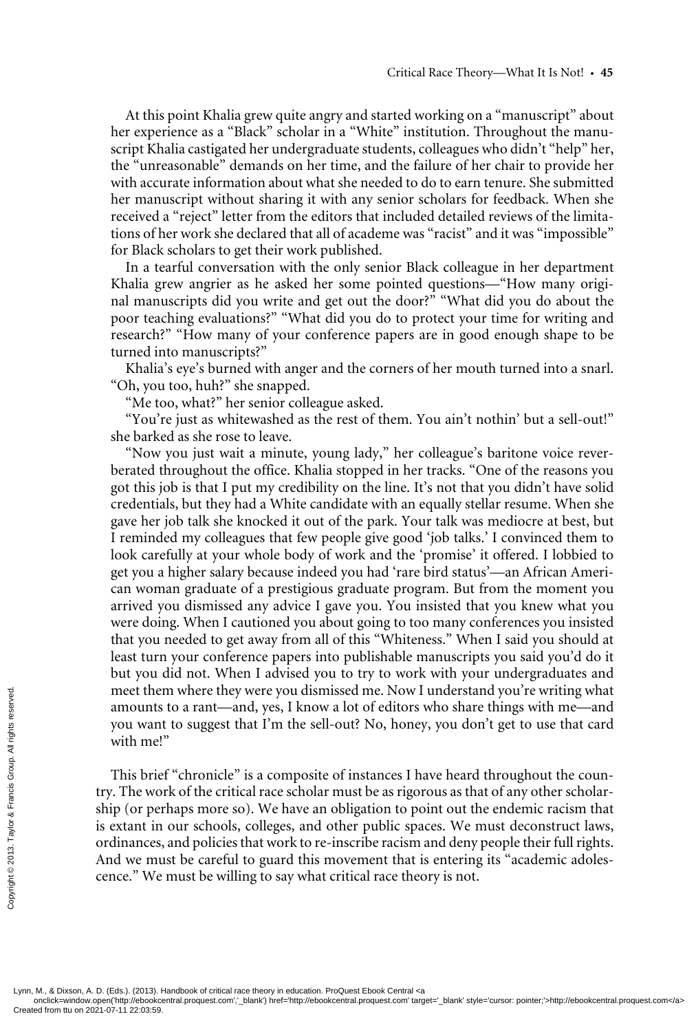At this point Khalia grew quite angry and started working on a "manuscript" about her experience as a "Black" scholar in a "White" institution. Throughout the manuscript Khalia castigated her undergraduate students, colleagues who didn't "help" her, the "unreasonable" demands on her time, and the failure of her chair to provide her with accurate information about what she needed to do to earn tenure. She submitted her manuscript without sharing it with any senior scholars for feedback. When she received a "reject" letter from the editors that included detailed reviews of the limitations of her work she declared that all of academe was "racist" and it was "impossible" for Black scholars to get their work published.

In a tearful conversation with the only senior Black colleague in her department Khalia grew angrier as he asked her some pointed questions—"How many original manuscripts did you write and get out the door?" "What did you do about the poor teaching evaluations?" "What did you do to protect your time for writing and research?" "How many of your conference papers are in good enough shape to be turned into manuscripts?"

Khalia's eye's burned with anger and the corners of her mouth turned into a snarl. "Oh, you too, huh?" she snapped.

"Me too, what?" her senior colleague asked.

"You're just as whitewashed as the rest of them. You ain't nothin' but a sell-out!" she barked as she rose to leave.

"Now you just wait a minute, young lady," her colleague's baritone voice reverberated throughout the office. Khalia stopped in her tracks. "One of the reasons you got this job is that I put my credibility on the line. It's not that you didn't have solid credentials, but they had a White candidate with an equally stellar resume. When she gave her job talk she knocked it out of the park. Your talk was mediocre at best, but I reminded my colleagues that few people give good 'job talks.' I convinced them to look carefully at your whole body of work and the 'promise' it offered. I lobbied to get you a higher salary because indeed you had 'rare bird status'—an African American woman graduate of a prestigious graduate program. But from the moment you arrived you dismissed any advice I gave you. You insisted that you knew what you were doing. When I cautioned you about going to too many conferences you insisted that you needed to get away from all of this "Whiteness." When I said you should at least turn your conference papers into publishable manuscripts you said you'd do it but you did not. When I advised you to try to work with your undergraduates and meet them where they were you dismissed me. Now I understand you're writing what amounts to a rant—and, yes, I know a lot of editors who share things with me—and you want to suggest that I'm the sell-out? No, honey, you don't get to use that card with me!"

This brief "chronicle" is a composite of instances I have heard throughout the country. The work of the critical race scholar must be as rigorous as that of any other scholarship (or perhaps more so). We have an obligation to point out the endemic racism that is extant in our schools, colleges, and other public spaces. We must deconstruct laws, ordinances, and policies that work to re-inscribe racism and deny people their full rights. And we must be careful to guard this movement that is entering its "academic adolescence." We must be willing to say what critical race theory is not.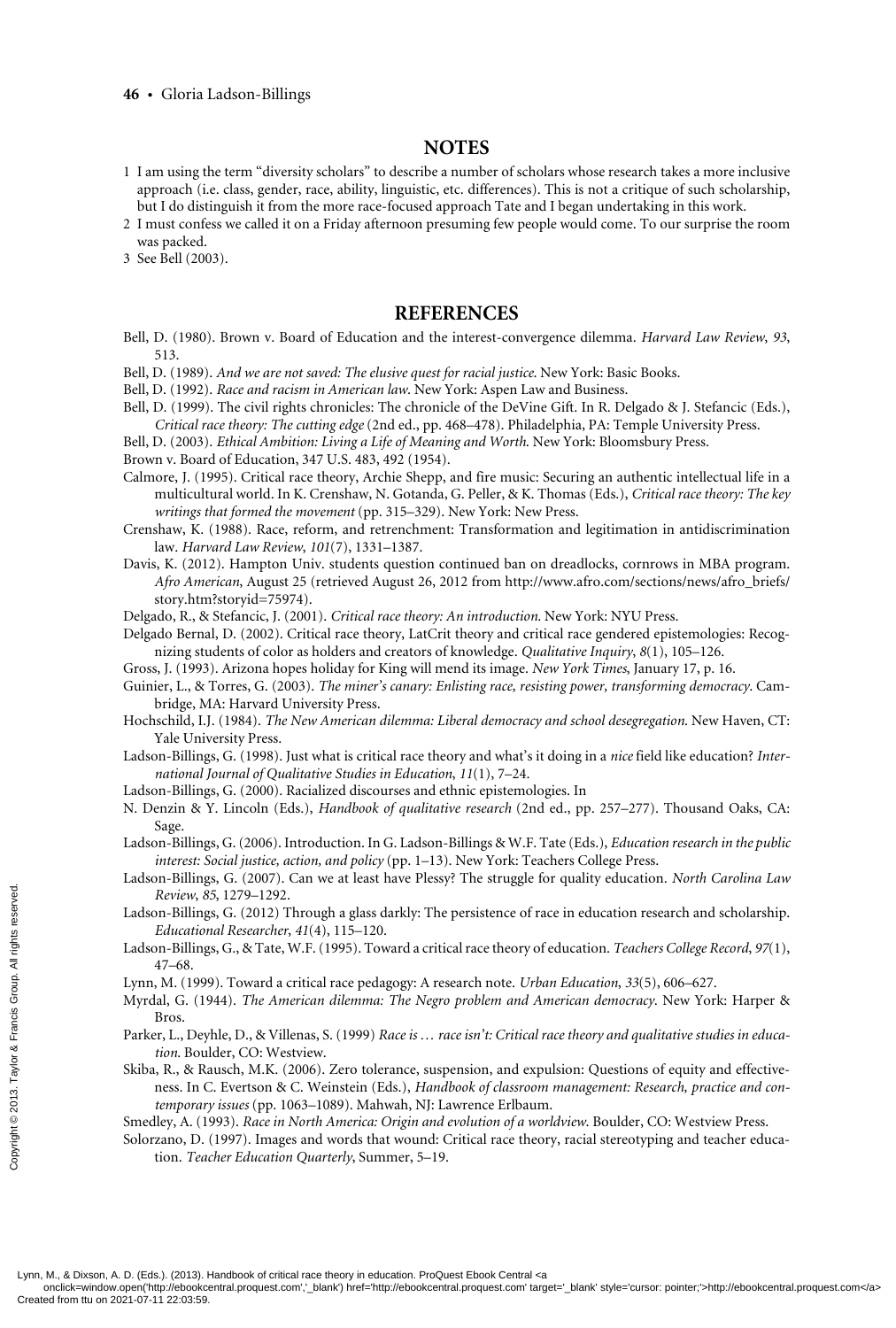## NOTES

1 I am using the term "diversity scholars" to describe a number of scholars whose research takes a more inclusive approach (i.e. class, gender, race, ability, linguistic, etc. differences). This is not a critique of such scholarship, but I do distinguish it from the more race-focused approach Tate and I began undertaking in this work.

2 I must confess we called it on a Friday afternoon presuming few people would come. To our surprise the room was packed.

3 See Bell (2003).

## REFERENCES

Bell, D. (1980). Brown v. Board of Education and the interest-convergence dilemma. *Harvard Law Review*, *93*, 513.

Bell, D. (1989). *And we are not saved: The elusive quest for racial justice*. New York: Basic Books.

Bell, D. (1992). *Race and racism in American law*. New York: Aspen Law and Business.

Bell, D. (1999). The civil rights chronicles: The chronicle of the DeVine Gift. In R. Delgado & J. Stefancic (Eds.), *Critical race theory: The cutting edge* (2nd ed., pp. 468–478). Philadelphia, PA: Temple University Press.

Bell, D. (2003). *Ethical Ambition: Living a Life of Meaning and Worth*. New York: Bloomsbury Press.

Brown v. Board of Education, 347 U.S. 483, 492 (1954).

Calmore, J. (1995). Critical race theory, Archie Shepp, and fire music: Securing an authentic intellectual life in a multicultural world. In K. Crenshaw, N. Gotanda, G. Peller, & K. Thomas (Eds.), *Critical race theory: The key writings that formed the movement* (pp. 315–329). New York: New Press.

Crenshaw, K. (1988). Race, reform, and retrenchment: Transformation and legitimation in antidiscrimination law. *Harvard Law Review*, *101*(7), 1331–1387.

Davis, K. (2012). Hampton Univ. students question continued ban on dreadlocks, cornrows in MBA program. *Afro American*, August 25 (retrieved August 26, 2012 from http://www.afro.com/sections/news/afro_briefs/story.htm?storyid=75974).

Delgado, R., & Stefancic, J. (2001). *Critical race theory: An introduction*. New York: NYU Press.

Delgado Bernal, D. (2002). Critical race theory, LatCrit theory and critical race gendered epistemologies: Recognizing students of color as holders and creators of knowledge. *Qualitative Inquiry*, *8*(1), 105–126.

Gross, J. (1993). Arizona hopes holiday for King will mend its image. *New York Times*, January 17, p. 16.

Guinier, L., & Torres, G. (2003). *The miner's canary: Enlisting race, resisting power, transforming democracy*. Cambridge, MA: Harvard University Press.

Hochschild, I.J. (1984). *The New American dilemma: Liberal democracy and school desegregation*. New Haven, CT: Yale University Press.

Ladson-Billings, G. (1998). Just what is critical race theory and what's it doing in a *nice* field like education? *International Journal of Qualitative Studies in Education*, *11*(1), 7–24.

Ladson-Billings, G. (2000). Racialized discourses and ethnic epistemologies. In

N. Denzin & Y. Lincoln (Eds.), *Handbook of qualitative research* (2nd ed., pp. 257–277). Thousand Oaks, CA: Sage.

Ladson-Billings, G. (2006). Introduction. In G. Ladson-Billings & W.F. Tate (Eds.), *Education research in the public interest: Social justice, action, and policy* (pp. 1–13). New York: Teachers College Press.

Ladson-Billings, G. (2007). Can we at least have Plessy? The struggle for quality education. *North Carolina Law Review*, *85*, 1279–1292.

Ladson-Billings, G. (2012) Through a glass darkly: The persistence of race in education research and scholarship. *Educational Researcher*, *41*(4), 115–120.

Ladson-Billings, G., & Tate, W.F. (1995). Toward a critical race theory of education. *Teachers College Record*, *97*(1), 47–68.

Lynn, M. (1999). Toward a critical race pedagogy: A research note. *Urban Education*, *33*(5), 606–627.

Myrdal, G. (1944). *The American dilemma: The Negro problem and American democracy*. New York: Harper & Bros.

Parker, L., Deyhle, D., & Villenas, S. (1999) *Race is … race isn't: Critical race theory and qualitative studies in education*. Boulder, CO: Westview.

Skiba, R., & Rausch, M.K. (2006). Zero tolerance, suspension, and expulsion: Questions of equity and effectiveness. In C. Evertson & C. Weinstein (Eds.), *Handbook of classroom management: Research, practice and contemporary issues* (pp. 1063–1089). Mahwah, NJ: Lawrence Erlbaum.

Smedley, A. (1993). *Race in North America: Origin and evolution of a worldview*. Boulder, CO: Westview Press.

Solorzano, D. (1997). Images and words that wound: Critical race theory, racial stereotyping and teacher education. *Teacher Education Quarterly*, Summer, 5–19.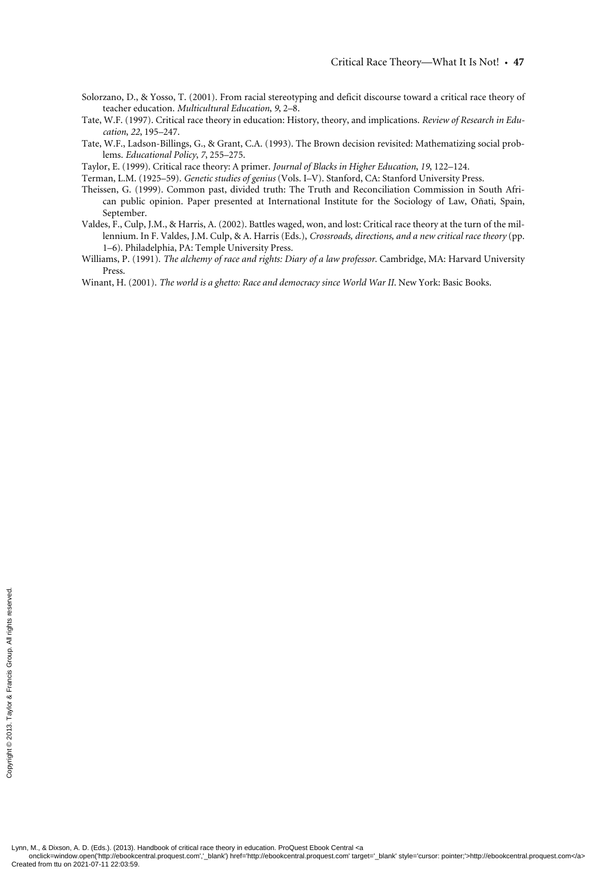Solorzano, D., & Yosso, T. (2001). From racial stereotyping and deficit discourse toward a critical race theory of teacher education. *Multicultural Education*, *9*, 2–8.

Tate, W.F. (1997). Critical race theory in education: History, theory, and implications. *Review of Research in Education*, *22*, 195–247.

Tate, W.F., Ladson-Billings, G., & Grant, C.A. (1993). The Brown decision revisited: Mathematizing social problems. *Educational Policy*, *7*, 255–275.

Taylor, E. (1999). Critical race theory: A primer. *Journal of Blacks in Higher Education*, *19*, 122–124.

Terman, L.M. (1925–59). *Genetic studies of genius* (Vols. I–V). Stanford, CA: Stanford University Press.

Theissen, G. (1999). Common past, divided truth: The Truth and Reconciliation Commission in South African public opinion. Paper presented at International Institute for the Sociology of Law, Oñati, Spain, September.

Valdes, F., Culp, J.M., & Harris, A. (2002). Battles waged, won, and lost: Critical race theory at the turn of the millennium. In F. Valdes, J.M. Culp, & A. Harris (Eds.), *Crossroads, directions, and a new critical race theory* (pp. 1–6). Philadelphia, PA: Temple University Press.

Williams, P. (1991). *The alchemy of race and rights: Diary of a law professor*. Cambridge, MA: Harvard University Press.

Winant, H. (2001). *The world is a ghetto: Race and democracy since World War II*. New York: Basic Books.